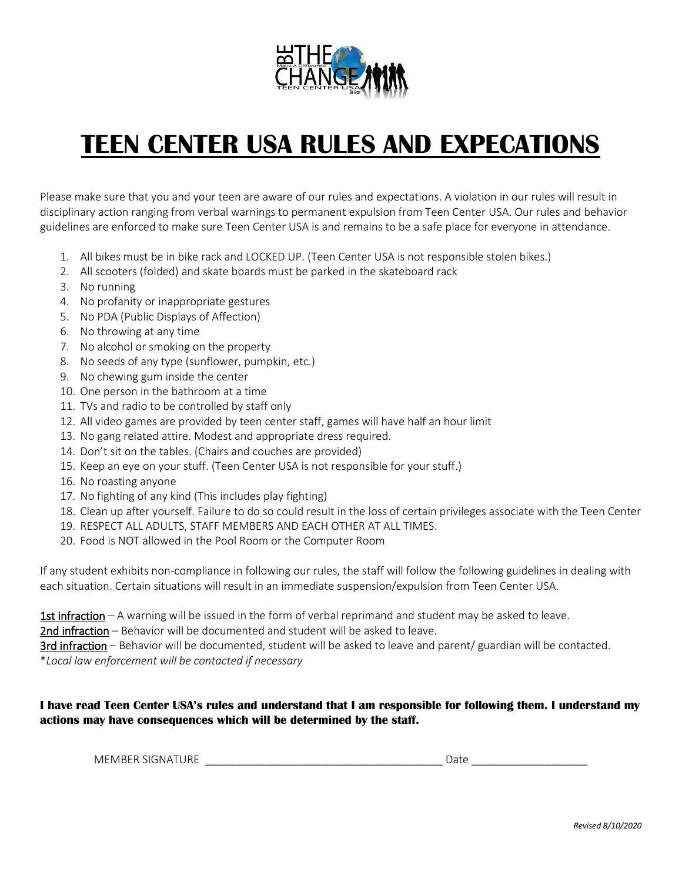# TEEN CENTER USA RULES AND EXPECATIONS

Please make sure that you and your teen are aware of our rules and expectations. A violation in our rules will result in disciplinary action ranging from verbal warnings to permanent expulsion from Teen Center USA. Our rules and behavior guidelines are enforced to make sure Teen Center USA is and remains to be a safe place for everyone in attendance.

1. All bikes must be in bike rack and LOCKED UP. (Teen Center USA is not responsible stolen bikes.)
2. All scooters (folded) and skate boards must be parked in the skateboard rack
3. No running
4. No profanity or inappropriate gestures
5. No PDA (Public Displays of Affection)
6. No throwing at any time
7. No alcohol or smoking on the property
8. No seeds of any type (sunflower, pumpkin, etc.)
9. No chewing gum inside the center
10. One person in the bathroom at a time
11. TVs and radio to be controlled by staff only
12. All video games are provided by teen center staff, games will have half an hour limit
13. No gang related attire. Modest and appropriate dress required.
14. Don't sit on the tables. (Chairs and couches are provided)
15. Keep an eye on your stuff. (Teen Center USA is not responsible for your stuff.)
16. No roasting anyone
17. No fighting of any kind (This includes play fighting)
18. Clean up after yourself. Failure to do so could result in the loss of certain privileges associate with the Teen Center
19. RESPECT ALL ADULTS, STAFF MEMBERS AND EACH OTHER AT ALL TIMES.
20. Food is NOT allowed in the Pool Room or the Computer Room

If any student exhibits non-compliance in following our rules, the staff will follow the following guidelines in dealing with each situation. Certain situations will result in an immediate suspension/expulsion from Teen Center USA.

<u>1st infraction</u> – A warning will be issued in the form of verbal reprimand and student may be asked to leave.
<u>2nd infraction</u> – Behavior will be documented and student will be asked to leave.
<u>3rd infraction</u> – Behavior will be documented, student will be asked to leave and parent/ guardian will be contacted.
**Local law enforcement will be contacted if necessary*

**I have read Teen Center USA's rules and understand that I am responsible for following them. I understand my actions may have consequences which will be determined by the staff.**

MEMBER SIGNATURE ________________________________________ Date ___________________

*Revised 8/10/2020*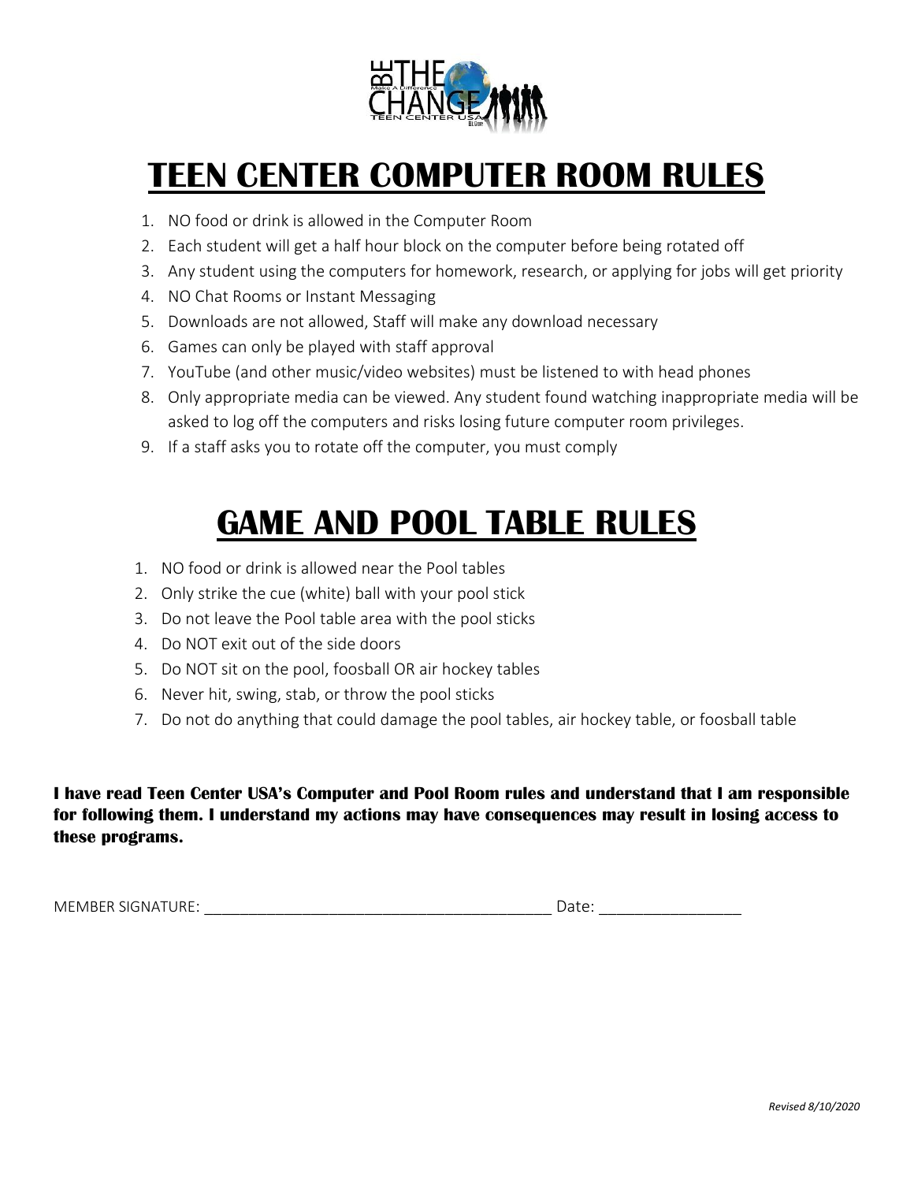# TEEN CENTER COMPUTER ROOM RULES

1. NO food or drink is allowed in the Computer Room
2. Each student will get a half hour block on the computer before being rotated off
3. Any student using the computers for homework, research, or applying for jobs will get priority
4. NO Chat Rooms or Instant Messaging
5. Downloads are not allowed, Staff will make any download necessary
6. Games can only be played with staff approval
7. YouTube (and other music/video websites) must be listened to with head phones
8. Only appropriate media can be viewed. Any student found watching inappropriate media will be asked to log off the computers and risks losing future computer room privileges.
9. If a staff asks you to rotate off the computer, you must comply

# GAME AND POOL TABLE RULES

1. NO food or drink is allowed near the Pool tables
2. Only strike the cue (white) ball with your pool stick
3. Do not leave the Pool table area with the pool sticks
4. Do NOT exit out of the side doors
5. Do NOT sit on the pool, foosball OR air hockey tables
6. Never hit, swing, stab, or throw the pool sticks
7. Do not do anything that could damage the pool tables, air hockey table, or foosball table

**I have read Teen Center USA's Computer and Pool Room rules and understand that I am responsible for following them. I understand my actions may have consequences may result in losing access to these programs.**

MEMBER SIGNATURE: ________________________________________ Date: ________________

*Revised 8/10/2020*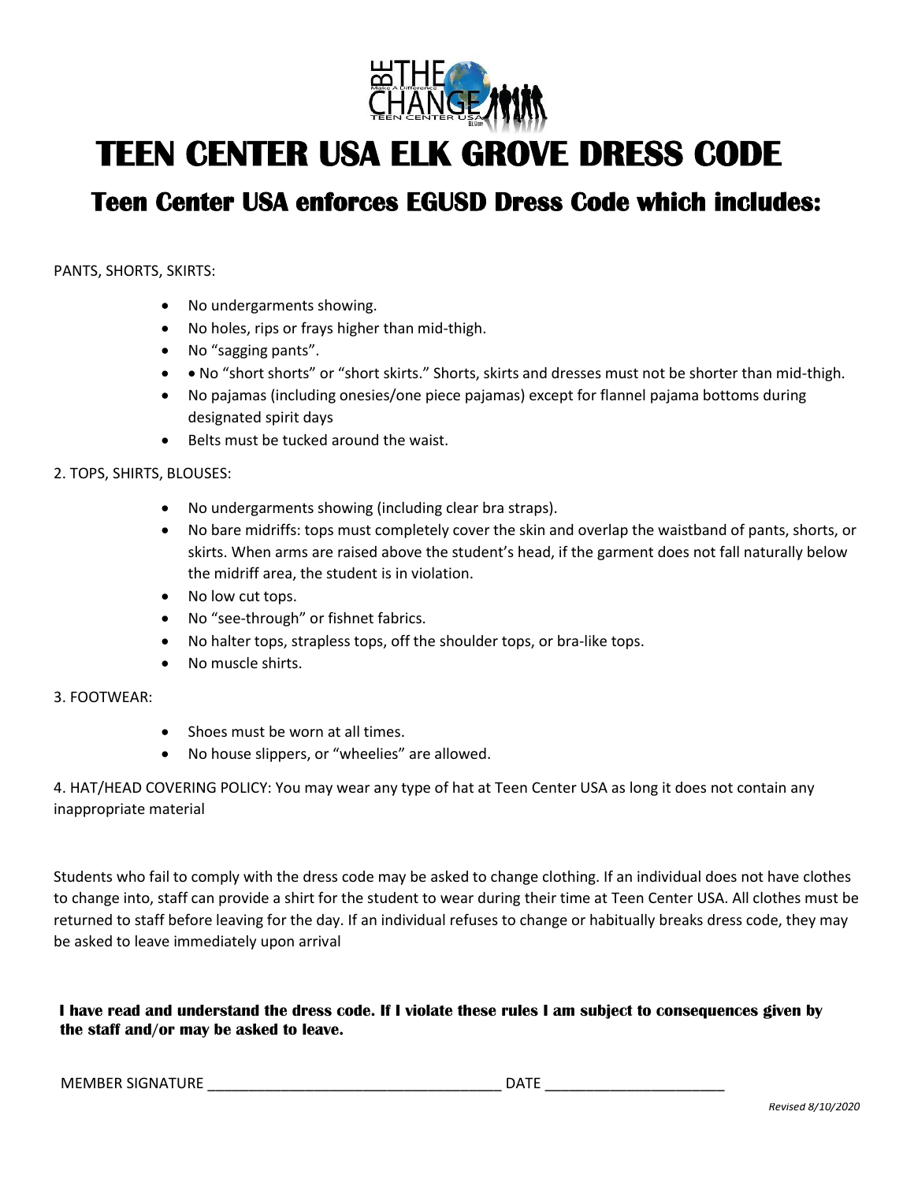# TEEN CENTER USA ELK GROVE DRESS CODE

## Teen Center USA enforces EGUSD Dress Code which includes:

PANTS, SHORTS, SKIRTS:

- No undergarments showing.
- No holes, rips or frays higher than mid-thigh.
- No “sagging pants”.
- • No “short shorts” or “short skirts.” Shorts, skirts and dresses must not be shorter than mid-thigh.
- No pajamas (including onesies/one piece pajamas) except for flannel pajama bottoms during designated spirit days
- Belts must be tucked around the waist.

2. TOPS, SHIRTS, BLOUSES:

- No undergarments showing (including clear bra straps).
- No bare midriffs: tops must completely cover the skin and overlap the waistband of pants, shorts, or skirts. When arms are raised above the student’s head, if the garment does not fall naturally below the midriff area, the student is in violation.
- No low cut tops.
- No “see-through” or fishnet fabrics.
- No halter tops, strapless tops, off the shoulder tops, or bra-like tops.
- No muscle shirts.

3. FOOTWEAR:

- Shoes must be worn at all times.
- No house slippers, or “wheelies” are allowed.

4. HAT/HEAD COVERING POLICY: You may wear any type of hat at Teen Center USA as long it does not contain any inappropriate material

Students who fail to comply with the dress code may be asked to change clothing. If an individual does not have clothes to change into, staff can provide a shirt for the student to wear during their time at Teen Center USA. All clothes must be returned to staff before leaving for the day. If an individual refuses to change or habitually breaks dress code, they may be asked to leave immediately upon arrival

**I have read and understand the dress code. If I violate these rules I am subject to consequences given by the staff and/or may be asked to leave.**

MEMBER SIGNATURE ____________________________________ DATE ______________________

*Revised 8/10/2020*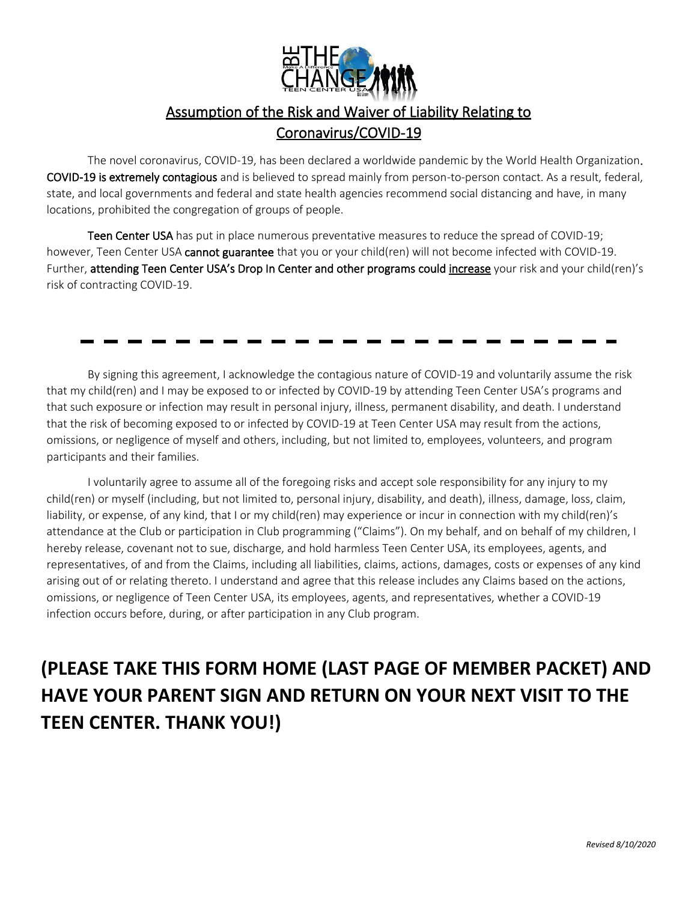## Assumption of the Risk and Waiver of Liability Relating to Coronavirus/COVID-19

The novel coronavirus, COVID-19, has been declared a worldwide pandemic by the World Health Organization. **COVID-19 is extremely contagious** and is believed to spread mainly from person-to-person contact. As a result, federal, state, and local governments and federal and state health agencies recommend social distancing and have, in many locations, prohibited the congregation of groups of people.

**Teen Center USA** has put in place numerous preventative measures to reduce the spread of COVID-19; however, Teen Center USA **cannot guarantee** that you or your child(ren) will not become infected with COVID-19. Further, **attending Teen Center USA's Drop In Center and other programs could** increase your risk and your child(ren)'s risk of contracting COVID-19.

---

By signing this agreement, I acknowledge the contagious nature of COVID-19 and voluntarily assume the risk that my child(ren) and I may be exposed to or infected by COVID-19 by attending Teen Center USA's programs and that such exposure or infection may result in personal injury, illness, permanent disability, and death. I understand that the risk of becoming exposed to or infected by COVID-19 at Teen Center USA may result from the actions, omissions, or negligence of myself and others, including, but not limited to, employees, volunteers, and program participants and their families.

I voluntarily agree to assume all of the foregoing risks and accept sole responsibility for any injury to my child(ren) or myself (including, but not limited to, personal injury, disability, and death), illness, damage, loss, claim, liability, or expense, of any kind, that I or my child(ren) may experience or incur in connection with my child(ren)'s attendance at the Club or participation in Club programming ("Claims"). On my behalf, and on behalf of my children, I hereby release, covenant not to sue, discharge, and hold harmless Teen Center USA, its employees, agents, and representatives, of and from the Claims, including all liabilities, claims, actions, damages, costs or expenses of any kind arising out of or relating thereto. I understand and agree that this release includes any Claims based on the actions, omissions, or negligence of Teen Center USA, its employees, agents, and representatives, whether a COVID-19 infection occurs before, during, or after participation in any Club program.

**(PLEASE TAKE THIS FORM HOME (LAST PAGE OF MEMBER PACKET) AND HAVE YOUR PARENT SIGN AND RETURN ON YOUR NEXT VISIT TO THE TEEN CENTER. THANK YOU!)**

*Revised 8/10/2020*